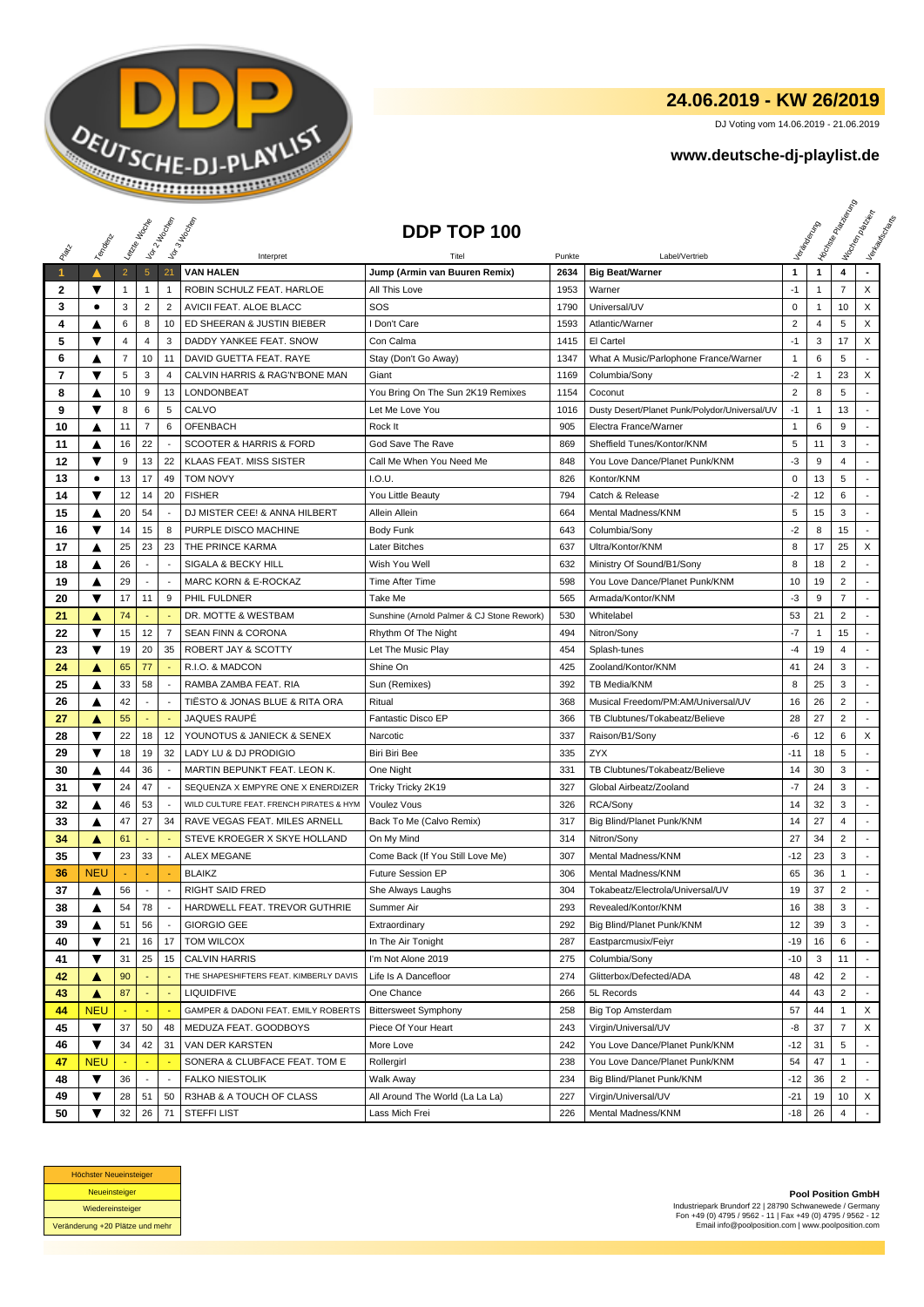# DEUTSCHE-DJ-PLAYLIST

## 24.06.2019 - KW 26/2019

DJ Voting vom 14.06.2019 - 21.06.2019

**www.deutsche-dj-playlist.de**

## DDP TOP 100

| Platz | Tendenz | Letzte Woche | Vor 2 Wochen | Vor 3 Wochen | Interpret | Titel | Punkte | Label/Vertrieb | Veränderung | Höchste Platzierung | Wochen platziert | Verkaufscharts |
|---|---|---|---|---|---|---|---|---|---|---|---|---|
| 1 | ▲ | 2 | 5 | 21 | VAN HALEN | Jump (Armin van Buuren Remix) | 2634 | Big Beat/Warner | 1 | 1 | 4 | - |
| 2 | ▼ | 1 | 1 | 1 | ROBIN SCHULZ FEAT. HARLOE | All This Love | 1953 | Warner | -1 | 1 | 7 | X |
| 3 | ● | 3 | 2 | 2 | AVICII FEAT. ALOE BLACC | SOS | 1790 | Universal/UV | 0 | 1 | 10 | X |
| 4 | ▲ | 6 | 8 | 10 | ED SHEERAN & JUSTIN BIEBER | I Don't Care | 1593 | Atlantic/Warner | 2 | 4 | 5 | X |
| 5 | ▼ | 4 | 4 | 3 | DADDY YANKEE FEAT. SNOW | Con Calma | 1415 | El Cartel | -1 | 3 | 17 | X |
| 6 | ▲ | 7 | 10 | 11 | DAVID GUETTA FEAT. RAYE | Stay (Don't Go Away) | 1347 | What A Music/Parlophone France/Warner | 1 | 6 | 5 | - |
| 7 | ▼ | 5 | 3 | 4 | CALVIN HARRIS & RAG'N'BONE MAN | Giant | 1169 | Columbia/Sony | -2 | 1 | 23 | X |
| 8 | ▲ | 10 | 9 | 13 | LONDONBEAT | You Bring On The Sun 2K19 Remixes | 1154 | Coconut | 2 | 8 | 5 | - |
| 9 | ▼ | 8 | 6 | 5 | CALVO | Let Me Love You | 1016 | Dusty Desert/Planet Punk/Polydor/Universal/UV | -1 | 1 | 13 | - |
| 10 | ▲ | 11 | 7 | 6 | OFENBACH | Rock It | 905 | Electra France/Warner | 1 | 6 | 9 | - |
| 11 | ▲ | 16 | 22 | - | SCOOTER & HARRIS & FORD | God Save The Rave | 869 | Sheffield Tunes/Kontor/KNM | 5 | 11 | 3 | - |
| 12 | ▼ | 9 | 13 | 22 | KLAAS FEAT. MISS SISTER | Call Me When You Need Me | 848 | You Love Dance/Planet Punk/KNM | -3 | 9 | 4 | - |
| 13 | ● | 13 | 17 | 49 | TOM NOVY | I.O.U. | 826 | Kontor/KNM | 0 | 13 | 5 | - |
| 14 | ▼ | 12 | 14 | 20 | FISHER | You Little Beauty | 794 | Catch & Release | -2 | 12 | 6 | - |
| 15 | ▲ | 20 | 54 | - | DJ MISTER CEE! & ANNA HILBERT | Allein Allein | 664 | Mental Madness/KNM | 5 | 15 | 3 | - |
| 16 | ▼ | 14 | 15 | 8 | PURPLE DISCO MACHINE | Body Funk | 643 | Columbia/Sony | -2 | 8 | 15 | - |
| 17 | ▲ | 25 | 23 | 23 | THE PRINCE KARMA | Later Bitches | 637 | Ultra/Kontor/KNM | 8 | 17 | 25 | X |
| 18 | ▲ | 26 | - | - | SIGALA & BECKY HILL | Wish You Well | 632 | Ministry Of Sound/B1/Sony | 8 | 18 | 2 | - |
| 19 | ▲ | 29 | - | - | MARC KORN & E-ROCKAZ | Time After Time | 598 | You Love Dance/Planet Punk/KNM | 10 | 19 | 2 | - |
| 20 | ▼ | 17 | 11 | 9 | PHIL FULDNER | Take Me | 565 | Armada/Kontor/KNM | -3 | 9 | 7 | - |
| 21 | ▲ | 74 | - | - | DR. MOTTE & WESTBAM | Sunshine (Arnold Palmer & CJ Stone Rework) | 530 | Whitelabel | 53 | 21 | 2 | - |
| 22 | ▼ | 15 | 12 | 7 | SEAN FINN & CORONA | Rhythm Of The Night | 494 | Nitron/Sony | -7 | 1 | 15 | - |
| 23 | ▼ | 19 | 20 | 35 | ROBERT JAY & SCOTTY | Let The Music Play | 454 | Splash-tunes | -4 | 19 | 4 | - |
| 24 | ▲ | 65 | 77 | - | R.I.O. & MADCON | Shine On | 425 | Zooland/Kontor/KNM | 41 | 24 | 3 | - |
| 25 | ▲ | 33 | 58 | - | RAMBA ZAMBA FEAT. RIA | Sun (Remixes) | 392 | TB Media/KNM | 8 | 25 | 3 | - |
| 26 | ▲ | 42 | - | - | TIËSTO & JONAS BLUE & RITA ORA | Ritual | 368 | Musical Freedom/PM:AM/Universal/UV | 16 | 26 | 2 | - |
| 27 | ▲ | 55 | - | - | JAQUES RAUPÉ | Fantastic Disco EP | 366 | TB Clubtunes/Tokabeatz/Believe | 28 | 27 | 2 | - |
| 28 | ▼ | 22 | 18 | 12 | YOUNOTUS & JANIECK & SENEX | Narcotic | 337 | Raison/B1/Sony | -6 | 12 | 6 | X |
| 29 | ▼ | 18 | 19 | 32 | LADY LU & DJ PRODIGIO | Biri Biri Bee | 335 | ZYX | -11 | 18 | 5 | - |
| 30 | ▲ | 44 | 36 | - | MARTIN BEPUNKT FEAT. LEON K. | One Night | 331 | TB Clubtunes/Tokabeatz/Believe | 14 | 30 | 3 | - |
| 31 | ▼ | 24 | 47 | - | SEQUENZA X EMPYRE ONE X ENERDIZER | Tricky Tricky 2K19 | 327 | Global Airbeatz/Zooland | -7 | 24 | 3 | - |
| 32 | ▲ | 46 | 53 | - | WILD CULTURE FEAT. FRENCH PIRATES & HYM | Voulez Vous | 326 | RCA/Sony | 14 | 32 | 3 | - |
| 33 | ▲ | 47 | 27 | 34 | RAVE VEGAS FEAT. MILES ARNELL | Back To Me (Calvo Remix) | 317 | Big Blind/Planet Punk/KNM | 14 | 27 | 4 | - |
| 34 | ▲ | 61 | - | - | STEVE KROEGER X SKYE HOLLAND | On My Mind | 314 | Nitron/Sony | 27 | 34 | 2 | - |
| 35 | ▼ | 23 | 33 | - | ALEX MEGANE | Come Back (If You Still Love Me) | 307 | Mental Madness/KNM | -12 | 23 | 3 | - |
| 36 | NEU | - | - | - | BLAIKZ | Future Session EP | 306 | Mental Madness/KNM | 65 | 36 | 1 | - |
| 37 | ▲ | 56 | - | - | RIGHT SAID FRED | She Always Laughs | 304 | Tokabeatz/Electrola/Universal/UV | 19 | 37 | 2 | - |
| 38 | ▲ | 54 | 78 | - | HARDWELL FEAT. TREVOR GUTHRIE | Summer Air | 293 | Revealed/Kontor/KNM | 16 | 38 | 3 | - |
| 39 | ▲ | 51 | 56 | - | GIORGIO GEE | Extraordinary | 292 | Big Blind/Planet Punk/KNM | 12 | 39 | 3 | - |
| 40 | ▼ | 21 | 16 | 17 | TOM WILCOX | In The Air Tonight | 287 | Eastparcmusix/Feiyr | -19 | 16 | 6 | - |
| 41 | ▼ | 31 | 25 | 15 | CALVIN HARRIS | I'm Not Alone 2019 | 275 | Columbia/Sony | -10 | 3 | 11 | - |
| 42 | ▲ | 90 | - | - | THE SHAPESHIFTERS FEAT. KIMBERLY DAVIS | Life Is A Dancefloor | 274 | Glitterbox/Defected/ADA | 48 | 42 | 2 | - |
| 43 | ▲ | 87 | - | - | LIQUIDFIVE | One Chance | 266 | 5L Records | 44 | 43 | 2 | - |
| 44 | NEU | - | - | - | GAMPER & DADONI FEAT. EMILY ROBERTS | Bittersweet Symphony | 258 | Big Top Amsterdam | 57 | 44 | 1 | X |
| 45 | ▼ | 37 | 50 | 48 | MEDUZA FEAT. GOODBOYS | Piece Of Your Heart | 243 | Virgin/Universal/UV | -8 | 37 | 7 | X |
| 46 | ▼ | 34 | 42 | 31 | VAN DER KARSTEN | More Love | 242 | You Love Dance/Planet Punk/KNM | -12 | 31 | 5 | - |
| 47 | NEU | - | - | - | SONERA & CLUBFACE FEAT. TOM E | Rollergirl | 238 | You Love Dance/Planet Punk/KNM | 54 | 47 | 1 | - |
| 48 | ▼ | 36 | - | - | FALKO NIESTOLIK | Walk Away | 234 | Big Blind/Planet Punk/KNM | -12 | 36 | 2 | - |
| 49 | ▼ | 28 | 51 | 50 | R3HAB & A TOUCH OF CLASS | All Around The World (La La La) | 227 | Virgin/Universal/UV | -21 | 19 | 10 | X |
| 50 | ▼ | 32 | 26 | 71 | STEFFI LIST | Lass Mich Frei | 226 | Mental Madness/KNM | -18 | 26 | 4 | - |

| Legende |
|---|
| Höchster Neueinsteiger |
| Neueinsteiger |
| Wiedereinsteiger |
| Veränderung +20 Plätze und mehr |

**Pool Position GmbH**
Industriepark Brundorf 22 | 28790 Schwanewede / Germany
Fon +49 (0) 4795 / 9562 - 11 | Fax +49 (0) 4795 / 9562 - 12
Email info@poolposition.com | www.poolposition.com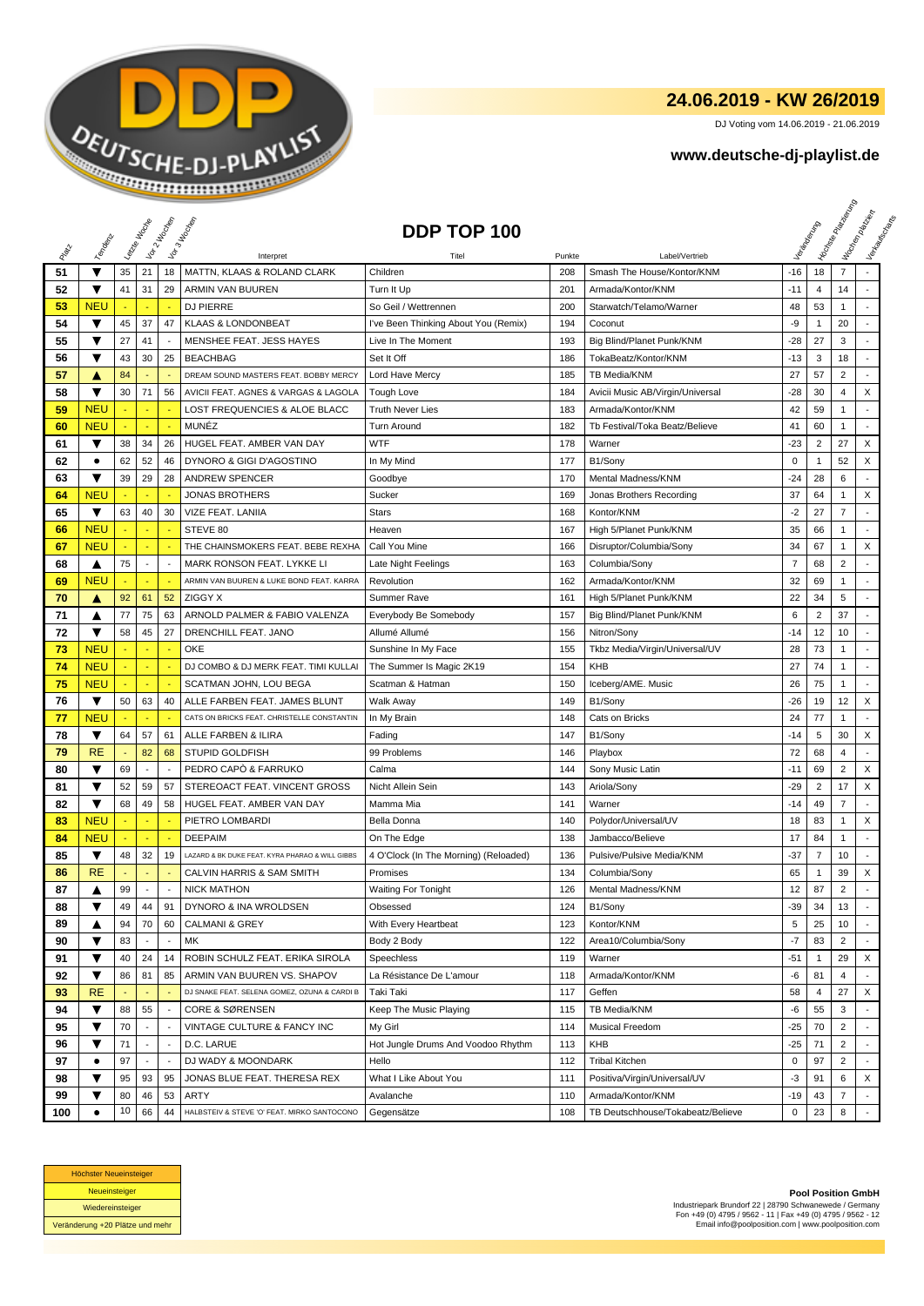# 24.06.2019 - KW 26/2019

DJ Voting vom 14.06.2019 - 21.06.2019

## www.deutsche-dj-playlist.de

## DDP TOP 100

| Platz | Tendenz | Letzte Woche | Vor 2 Wochen | Vor 3 Wochen | Interpret | Titel | Punkte | Label/Vertrieb | Veränderung | Höchste Platzierung | Wochen platziert | Verkaufscharts |
|---|---|---|---|---|---|---|---|---|---|---|---|---|
| 51 | ▼ | 35 | 21 | 18 | MATTN, KLAAS & ROLAND CLARK | Children | 208 | Smash The House/Kontor/KNM | -16 | 18 | 7 | - |
| 52 | ▼ | 41 | 31 | 29 | ARMIN VAN BUUREN | Turn It Up | 201 | Armada/Kontor/KNM | -11 | 4 | 14 | - |
| 53 | NEU | - | - | - | DJ PIERRE | So Geil / Wettrennen | 200 | Starwatch/Telamo/Warner | 48 | 53 | 1 | - |
| 54 | ▼ | 45 | 37 | 47 | KLAAS & LONDONBEAT | I've Been Thinking About You (Remix) | 194 | Coconut | -9 | 1 | 20 | - |
| 55 | ▼ | 27 | 41 | - | MENSHEE FEAT. JESS HAYES | Live In The Moment | 193 | Big Blind/Planet Punk/KNM | -28 | 27 | 3 | - |
| 56 | ▼ | 43 | 30 | 25 | BEACHBAG | Set It Off | 186 | TokaBeatz/Kontor/KNM | -13 | 3 | 18 | - |
| 57 | ▲ | 84 | - | - | DREAM SOUND MASTERS FEAT. BOBBY MERCY | Lord Have Mercy | 185 | TB Media/KNM | 27 | 57 | 2 | - |
| 58 | ▼ | 30 | 71 | 56 | AVICII FEAT. AGNES & VARGAS & LAGOLA | Tough Love | 184 | Avicii Music AB/Virgin/Universal | -28 | 30 | 4 | X |
| 59 | NEU | - | - | - | LOST FREQUENCIES & ALOE BLACC | Truth Never Lies | 183 | Armada/Kontor/KNM | 42 | 59 | 1 | - |
| 60 | NEU | - | - | - | MUNÉZ | Turn Around | 182 | Tb Festival/Toka Beatz/Believe | 41 | 60 | 1 | - |
| 61 | ▼ | 38 | 34 | 26 | HUGEL FEAT. AMBER VAN DAY | WTF | 178 | Warner | -23 | 2 | 27 | X |
| 62 | ● | 62 | 52 | 46 | DYNORO & GIGI D'AGOSTINO | In My Mind | 177 | B1/Sony | 0 | 1 | 52 | X |
| 63 | ▼ | 39 | 29 | 28 | ANDREW SPENCER | Goodbye | 170 | Mental Madness/KNM | -24 | 28 | 6 | - |
| 64 | NEU | - | - | - | JONAS BROTHERS | Sucker | 169 | Jonas Brothers Recording | 37 | 64 | 1 | X |
| 65 | ▼ | 63 | 40 | 30 | VIZE FEAT. LANIIA | Stars | 168 | Kontor/KNM | -2 | 27 | 7 | - |
| 66 | NEU | - | - | - | STEVE 80 | Heaven | 167 | High 5/Planet Punk/KNM | 35 | 66 | 1 | - |
| 67 | NEU | - | - | - | THE CHAINSMOKERS FEAT. BEBE REXHA | Call You Mine | 166 | Disruptor/Columbia/Sony | 34 | 67 | 1 | X |
| 68 | ▲ | 75 | - | - | MARK RONSON FEAT. LYKKE LI | Late Night Feelings | 163 | Columbia/Sony | 7 | 68 | 2 | - |
| 69 | NEU | - | - | - | ARMIN VAN BUUREN & LUKE BOND FEAT. KARRA | Revolution | 162 | Armada/Kontor/KNM | 32 | 69 | 1 | - |
| 70 | ▲ | 92 | 61 | 52 | ZIGGY X | Summer Rave | 161 | High 5/Planet Punk/KNM | 22 | 34 | 5 | - |
| 71 | ▲ | 77 | 75 | 63 | ARNOLD PALMER & FABIO VALENZA | Everybody Be Somebody | 157 | Big Blind/Planet Punk/KNM | 6 | 2 | 37 | - |
| 72 | ▼ | 58 | 45 | 27 | DRENCHILL FEAT. JANO | Allumé Allumé | 156 | Nitron/Sony | -14 | 12 | 10 | - |
| 73 | NEU | - | - | - | OKE | Sunshine In My Face | 155 | Tkbz Media/Virgin/Universal/UV | 28 | 73 | 1 | - |
| 74 | NEU | - | - | - | DJ COMBO & DJ MERK FEAT. TIMI KULLAI | The Summer Is Magic 2K19 | 154 | KHB | 27 | 74 | 1 | - |
| 75 | NEU | - | - | - | SCATMAN JOHN, LOU BEGA | Scatman & Hatman | 150 | Iceberg/AME. Music | 26 | 75 | 1 | - |
| 76 | ▼ | 50 | 63 | 40 | ALLE FARBEN FEAT. JAMES BLUNT | Walk Away | 149 | B1/Sony | -26 | 19 | 12 | X |
| 77 | NEU | - | - | - | CATS ON BRICKS FEAT. CHRISTELLE CONSTANTIN | In My Brain | 148 | Cats on Bricks | 24 | 77 | 1 | - |
| 78 | ▼ | 64 | 57 | 61 | ALLE FARBEN & ILIRA | Fading | 147 | B1/Sony | -14 | 5 | 30 | X |
| 79 | RE | - | 82 | 68 | STUPID GOLDFISH | 99 Problems | 146 | Playbox | 72 | 68 | 4 | - |
| 80 | ▼ | 69 | - | - | PEDRO CAPÒ & FARRUKO | Calma | 144 | Sony Music Latin | -11 | 69 | 2 | X |
| 81 | ▼ | 52 | 59 | 57 | STEREOACT FEAT. VINCENT GROSS | Nicht Allein Sein | 143 | Ariola/Sony | -29 | 2 | 17 | X |
| 82 | ▼ | 68 | 49 | 58 | HUGEL FEAT. AMBER VAN DAY | Mamma Mia | 141 | Warner | -14 | 49 | 7 | - |
| 83 | NEU | - | - | - | PIETRO LOMBARDI | Bella Donna | 140 | Polydor/Universal/UV | 18 | 83 | 1 | X |
| 84 | NEU | - | - | - | DEEPAIM | On The Edge | 138 | Jambacco/Believe | 17 | 84 | 1 | - |
| 85 | ▼ | 48 | 32 | 19 | LAZARD & BK DUKE FEAT. KYRA PHARAO & WILL GIBBS | 4 O'Clock (In The Morning) (Reloaded) | 136 | Pulsive/Pulsive Media/KNM | -37 | 7 | 10 | - |
| 86 | RE | - | - | - | CALVIN HARRIS & SAM SMITH | Promises | 134 | Columbia/Sony | 65 | 1 | 39 | X |
| 87 | ▲ | 99 | - | - | NICK MATHON | Waiting For Tonight | 126 | Mental Madness/KNM | 12 | 87 | 2 | - |
| 88 | ▼ | 49 | 44 | 91 | DYNORO & INA WROLDSEN | Obsessed | 124 | B1/Sony | -39 | 34 | 13 | - |
| 89 | ▲ | 94 | 70 | 60 | CALMANI & GREY | With Every Heartbeat | 123 | Kontor/KNM | 5 | 25 | 10 | - |
| 90 | ▼ | 83 | - | - | MK | Body 2 Body | 122 | Area10/Columbia/Sony | -7 | 83 | 2 | - |
| 91 | ▼ | 40 | 24 | 14 | ROBIN SCHULZ FEAT. ERIKA SIROLA | Speechless | 119 | Warner | -51 | 1 | 29 | X |
| 92 | ▼ | 86 | 81 | 85 | ARMIN VAN BUUREN VS. SHAPOV | La Résistance De L'amour | 118 | Armada/Kontor/KNM | -6 | 81 | 4 | - |
| 93 | RE | - | - | - | DJ SNAKE FEAT. SELENA GOMEZ, OZUNA & CARDI B | Taki Taki | 117 | Geffen | 58 | 4 | 27 | X |
| 94 | ▼ | 88 | 55 | - | CORE & SØRENSEN | Keep The Music Playing | 115 | TB Media/KNM | -6 | 55 | 3 | - |
| 95 | ▼ | 70 | - | - | VINTAGE CULTURE & FANCY INC | My Girl | 114 | Musical Freedom | -25 | 70 | 2 | - |
| 96 | ▼ | 71 | - | - | D.C. LARUE | Hot Jungle Drums And Voodoo Rhythm | 113 | KHB | -25 | 71 | 2 | - |
| 97 | ● | 97 | - | - | DJ WADY & MOONDARK | Hello | 112 | Tribal Kitchen | 0 | 97 | 2 | - |
| 98 | ▼ | 95 | 93 | 95 | JONAS BLUE FEAT. THERESA REX | What I Like About You | 111 | Positiva/Virgin/Universal/UV | -3 | 91 | 6 | X |
| 99 | ▼ | 80 | 46 | 53 | ARTY | Avalanche | 110 | Armada/Kontor/KNM | -19 | 43 | 7 | - |
| 100 | ● | 10 | 66 | 44 | HALBSTEIV & STEVE 'O' FEAT. MIRKO SANTOCONO | Gegensätze | 108 | TB Deutschhouse/Tokabeatz/Believe | 0 | 23 | 8 | - |

Höchster Neueinsteiger
Neueinsteiger
Wiedereinsteiger
Veränderung +20 Plätze und mehr

**Pool Position GmbH**
Industriepark Brundorf 22 | 28790 Schwanewede / Germany
Fon +49 (0) 4795 / 9562 - 11 | Fax +49 (0) 4795 / 9562 - 12
Email info@poolposition.com | www.poolposition.com